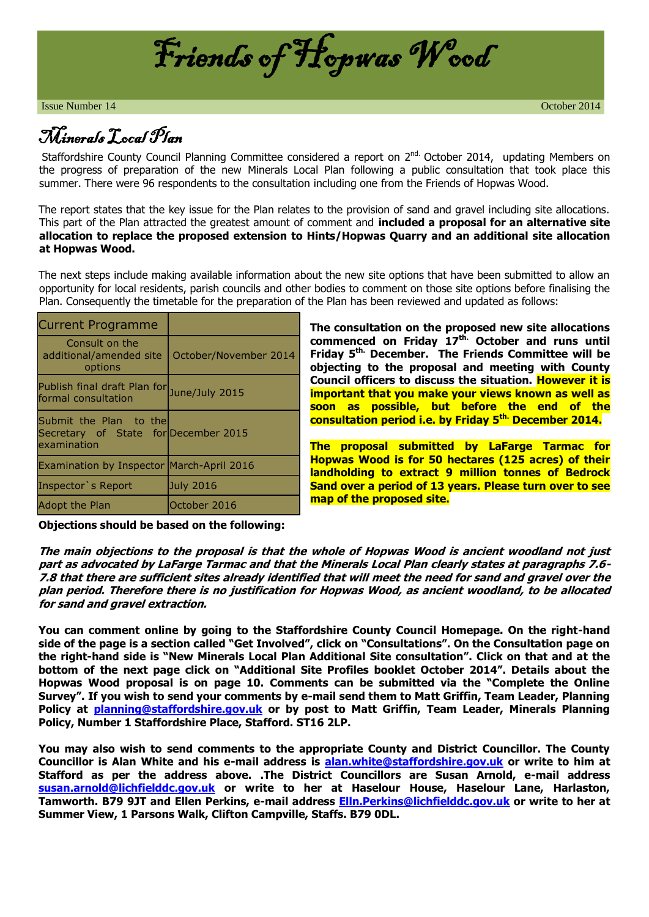# Friends of Hopwas Wood

Issue Number 14 October 2014

## Minerals Local Plan

Staffordshire County Council Planning Committee considered a report on 2nd. October 2014, updating Members on the progress of preparation of the new Minerals Local Plan following a public consultation that took place this summer. There were 96 respondents to the consultation including one from the Friends of Hopwas Wood.

The report states that the key issue for the Plan relates to the provision of sand and gravel including site allocations. This part of the Plan attracted the greatest amount of comment and **included a proposal for an alternative site allocation to replace the proposed extension to Hints/Hopwas Quarry and an additional site allocation at Hopwas Wood.**

The next steps include making available information about the new site options that have been submitted to allow an opportunity for local residents, parish councils and other bodies to comment on those site options before finalising the Plan. Consequently the timetable for the preparation of the Plan has been reviewed and updated as follows:

| Current Programme | |
|---|---|
| Consult on the additional/amended site options | October/November 2014 |
| Publish final draft Plan for formal consultation | June/July 2015 |
| Submit the Plan to the Secretary of State for examination | December 2015 |
| Examination by Inspector | March-April 2016 |
| Inspector`s Report | July 2016 |
| Adopt the Plan | October 2016 |

**The consultation on the proposed new site allocations commenced on Friday 17th. October and runs until Friday 5th. December. The Friends Committee will be objecting to the proposal and meeting with County Council officers to discuss the situation. However it is important that you make your views known as well as soon as possible, but before the end of the consultation period i.e. by Friday 5th. December 2014.**

**The proposal submitted by LaFarge Tarmac for Hopwas Wood is for 50 hectares (125 acres) of their landholding to extract 9 million tonnes of Bedrock Sand over a period of 13 years. Please turn over to see map of the proposed site.**

**Objections should be based on the following:**

***The main objections to the proposal is that the whole of Hopwas Wood is ancient woodland not just part as advocated by LaFarge Tarmac and that the Minerals Local Plan clearly states at paragraphs 7.6-7.8 that there are sufficient sites already identified that will meet the need for sand and gravel over the plan period. Therefore there is no justification for Hopwas Wood, as ancient woodland, to be allocated for sand and gravel extraction.***

**You can comment online by going to the Staffordshire County Council Homepage. On the right-hand side of the page is a section called "Get Involved", click on "Consultations". On the Consultation page on the right-hand side is "New Minerals Local Plan Additional Site consultation". Click on that and at the bottom of the next page click on "Additional Site Profiles booklet October 2014". Details about the Hopwas Wood proposal is on page 10. Comments can be submitted via the "Complete the Online Survey". If you wish to send your comments by e-mail send them to Matt Griffin, Team Leader, Planning Policy at [planning@staffordshire.gov.uk](mailto:planning@staffordshire.gov.uk) or by post to Matt Griffin, Team Leader, Minerals Planning Policy, Number 1 Staffordshire Place, Stafford. ST16 2LP.**

**You may also wish to send comments to the appropriate County and District Councillor. The County Councillor is Alan White and his e-mail address is [alan.white@staffordshire.gov.uk](mailto:alan.white@staffordshire.gov.uk) or write to him at Stafford as per the address above. .The District Councillors are Susan Arnold, e-mail address [susan.arnold@lichfielddc.gov.uk](mailto:susan.arnold@lichfielddc.gov.uk) or write to her at Haselour House, Haselour Lane, Harlaston, Tamworth. B79 9JT and Ellen Perkins, e-mail address [Elln.Perkins@lichfielddc.gov.uk](mailto:Elln.Perkins@lichfielddc.gov.uk) or write to her at Summer View, 1 Parsons Walk, Clifton Campville, Staffs. B79 0DL.**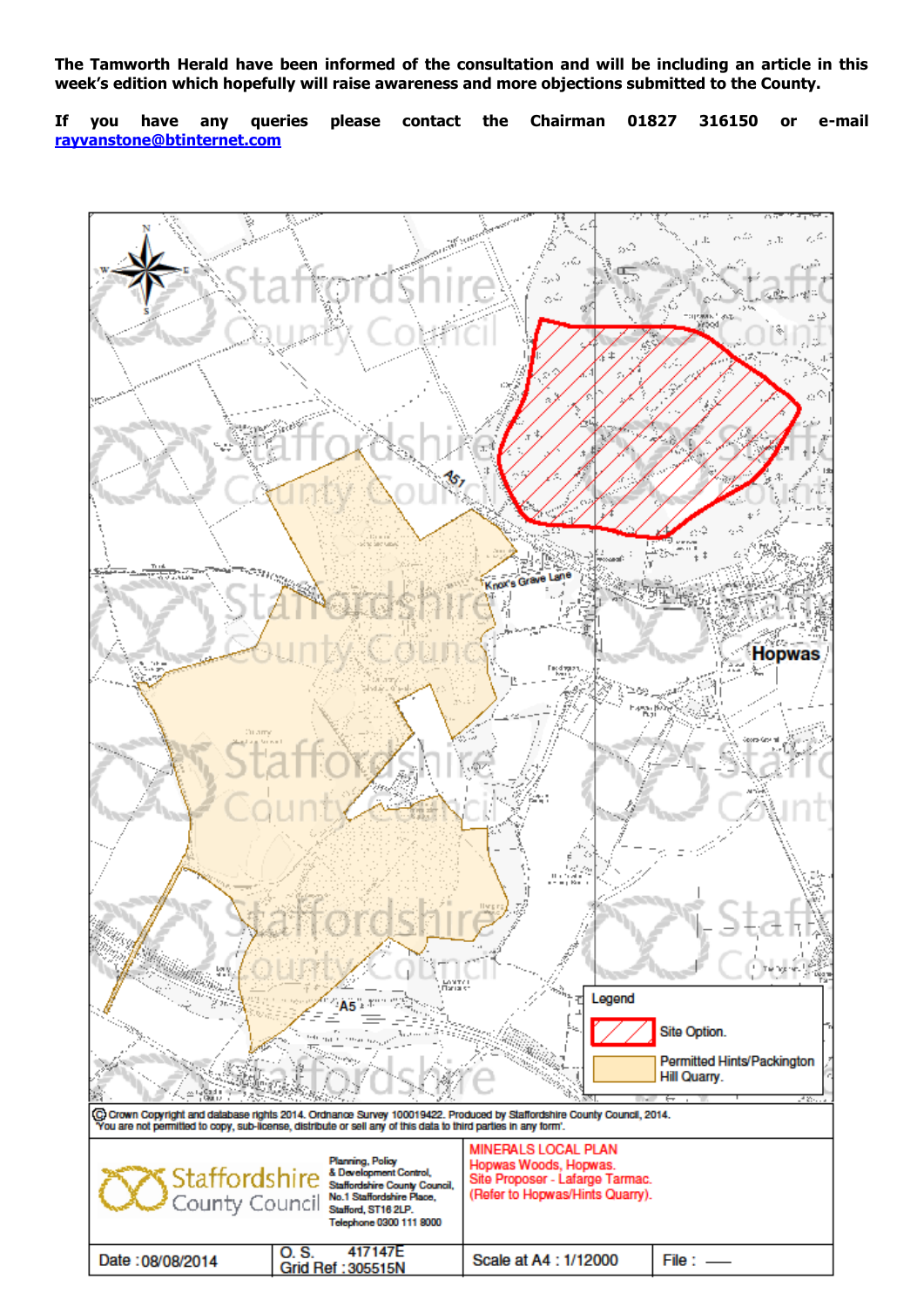**The Tamworth Herald have been informed of the consultation and will be including an article in this week's edition which hopefully will raise awareness and more objections submitted to the County.**

**If you have any queries please contact the Chairman 01827 316150 or e-mail rayvanstone@btinternet.com**

A51

Knox's Grave Lane

Hopwas

A5

Legend

Site Option.

Permitted Hints/Packington Hill Quarry.

© Crown Copyright and database rights 2014. Ordnance Survey 100019422. Produced by Staffordshire County Council, 2014.
'You are not permitted to copy, sub-license, distribute or sell any of this data to third parties in any form'.

| | | | |
|---|---|---|---|
| Staffordshire County Council | Planning, Policy & Development Control, Staffordshire County Council, No.1 Staffordshire Place, Stafford, ST16 2LP. Telephone 0300 111 8000 | MINERALS LOCAL PLAN<br>Hopwas Woods, Hopwas.<br>Site Proposer - Lafarge Tarmac.<br>(Refer to Hopwas/Hints Quarry). | |
| Date : 08/08/2014 | O. S. Grid Ref : 417147E 305515N | Scale at A4 : 1/12000 | File : —— |